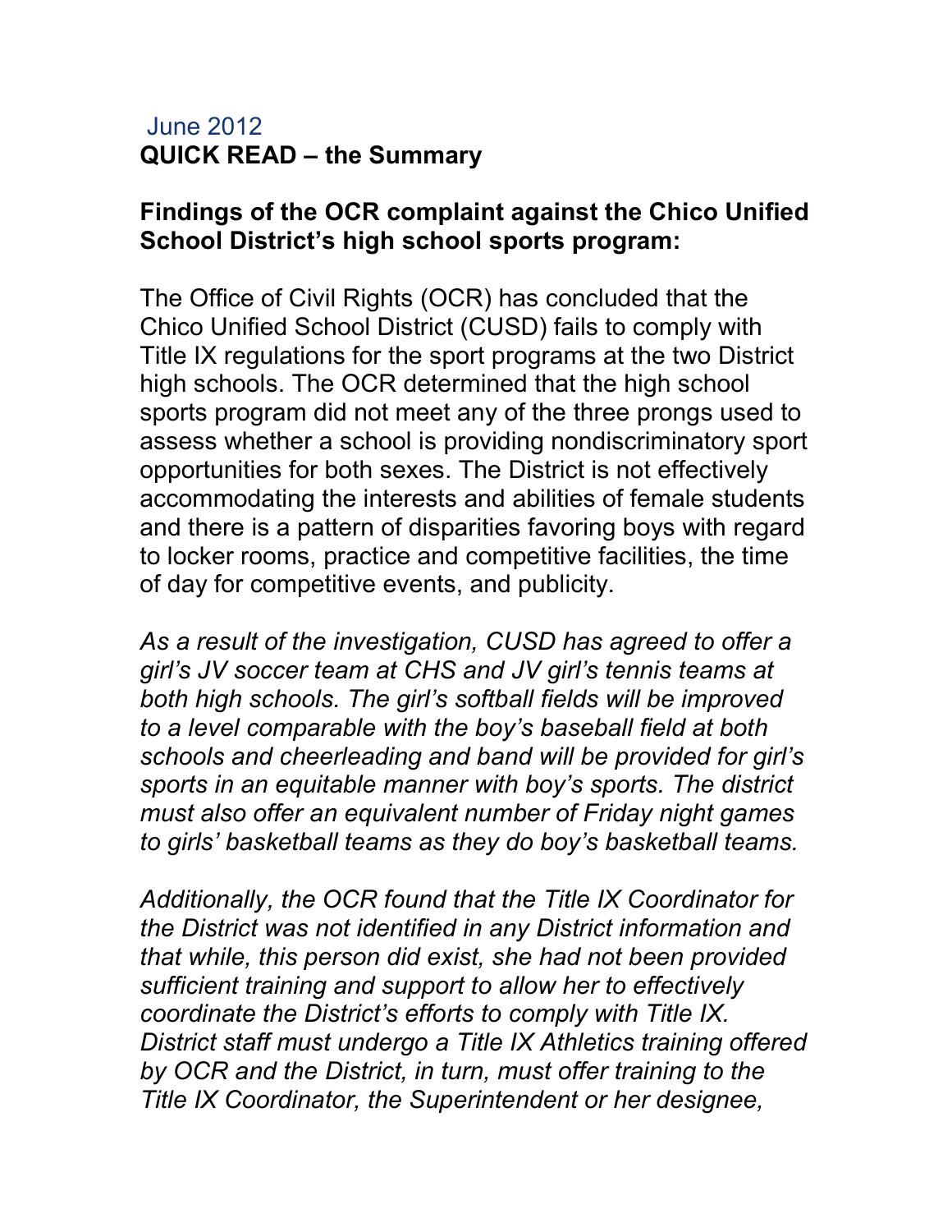June 2012

**QUICK READ – the Summary**

## Findings of the OCR complaint against the Chico Unified School District's high school sports program:

The Office of Civil Rights (OCR) has concluded that the Chico Unified School District (CUSD) fails to comply with Title IX regulations for the sport programs at the two District high schools. The OCR determined that the high school sports program did not meet any of the three prongs used to assess whether a school is providing nondiscriminatory sport opportunities for both sexes. The District is not effectively accommodating the interests and abilities of female students and there is a pattern of disparities favoring boys with regard to locker rooms, practice and competitive facilities, the time of day for competitive events, and publicity.

*As a result of the investigation, CUSD has agreed to offer a girl's JV soccer team at CHS and JV girl's tennis teams at both high schools. The girl's softball fields will be improved to a level comparable with the boy's baseball field at both schools and cheerleading and band will be provided for girl's sports in an equitable manner with boy's sports. The district must also offer an equivalent number of Friday night games to girls' basketball teams as they do boy's basketball teams.*

*Additionally, the OCR found that the Title IX Coordinator for the District was not identified in any District information and that while, this person did exist, she had not been provided sufficient training and support to allow her to effectively coordinate the District's efforts to comply with Title IX. District staff must undergo a Title IX Athletics training offered by OCR and the District, in turn, must offer training to the Title IX Coordinator, the Superintendent or her designee,*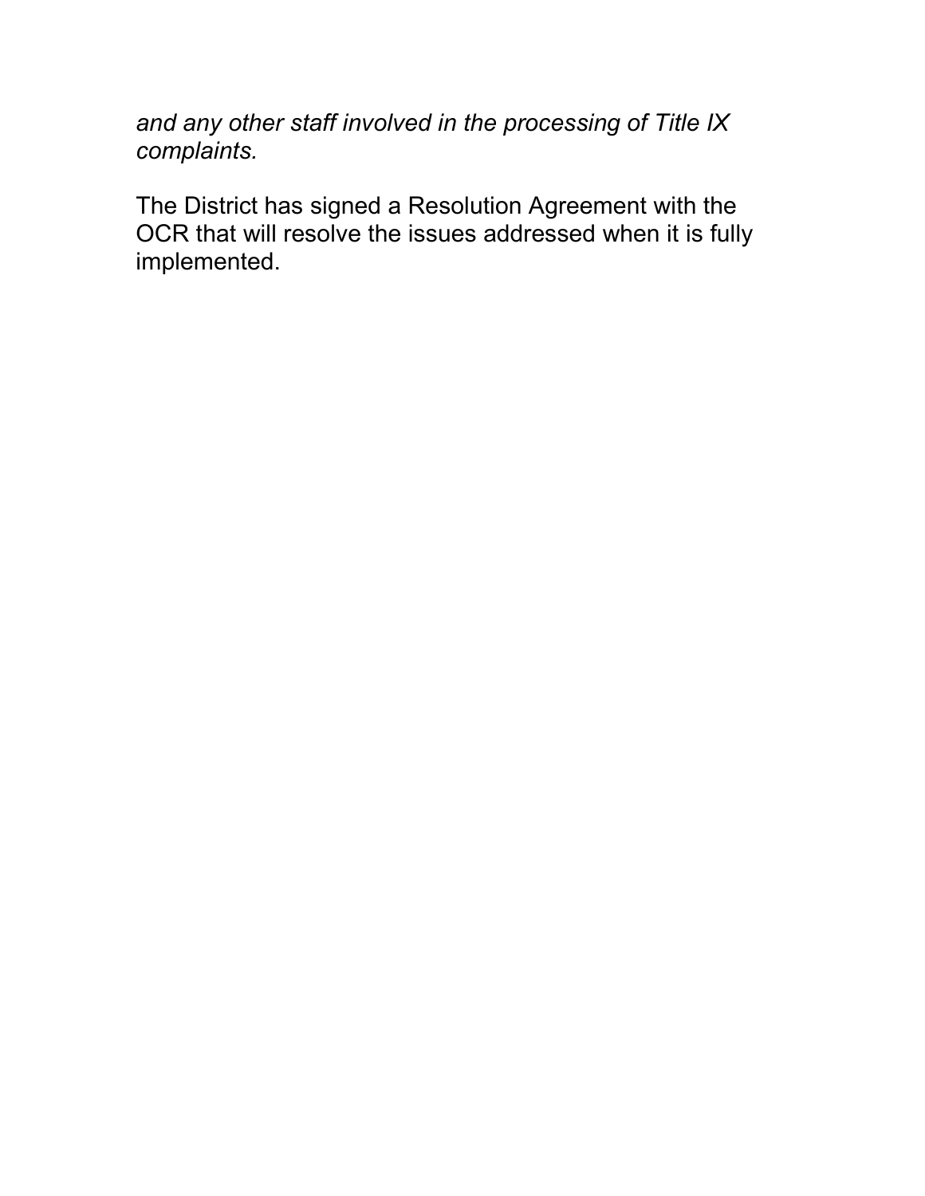*and any other staff involved in the processing of Title IX complaints.*

The District has signed a Resolution Agreement with the OCR that will resolve the issues addressed when it is fully implemented.